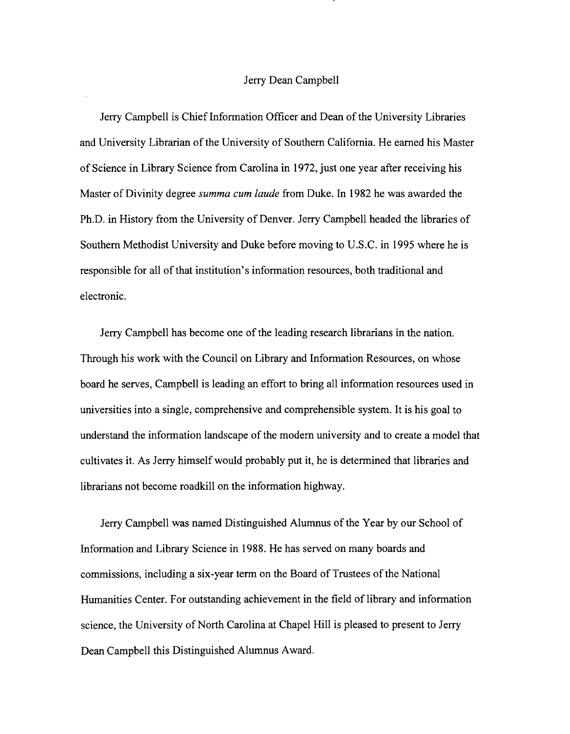# Jerry Dean Campbell

Jerry Campbell is Chief Information Officer and Dean of the University Libraries and University Librarian of the University of Southern California. He earned his Master of Science in Library Science from Carolina in 1972, just one year after receiving his Master of Divinity degree *summa cum laude* from Duke. In 1982 he was awarded the Ph.D. in History from the University of Denver. Jerry Campbell headed the libraries of Southern Methodist University and Duke before moving to U.S.C. in 1995 where he is responsible for all of that institution's information resources, both traditional and electronic.

Jerry Campbell has become one of the leading research librarians in the nation. Through his work with the Council on Library and Information Resources, on whose board he serves, Campbell is leading an effort to bring all information resources used in universities into a single, comprehensive and comprehensible system. It is his goal to understand the information landscape of the modern university and to create a model that cultivates it. As Jerry himself would probably put it, he is determined that libraries and librarians not become roadkill on the information highway.

Jerry Campbell was named Distinguished Alumnus of the Year by our School of Information and Library Science in 1988. He has served on many boards and commissions, including a six-year term on the Board of Trustees of the National Humanities Center. For outstanding achievement in the field of library and information science, the University of North Carolina at Chapel Hill is pleased to present to Jerry Dean Campbell this Distinguished Alumnus Award.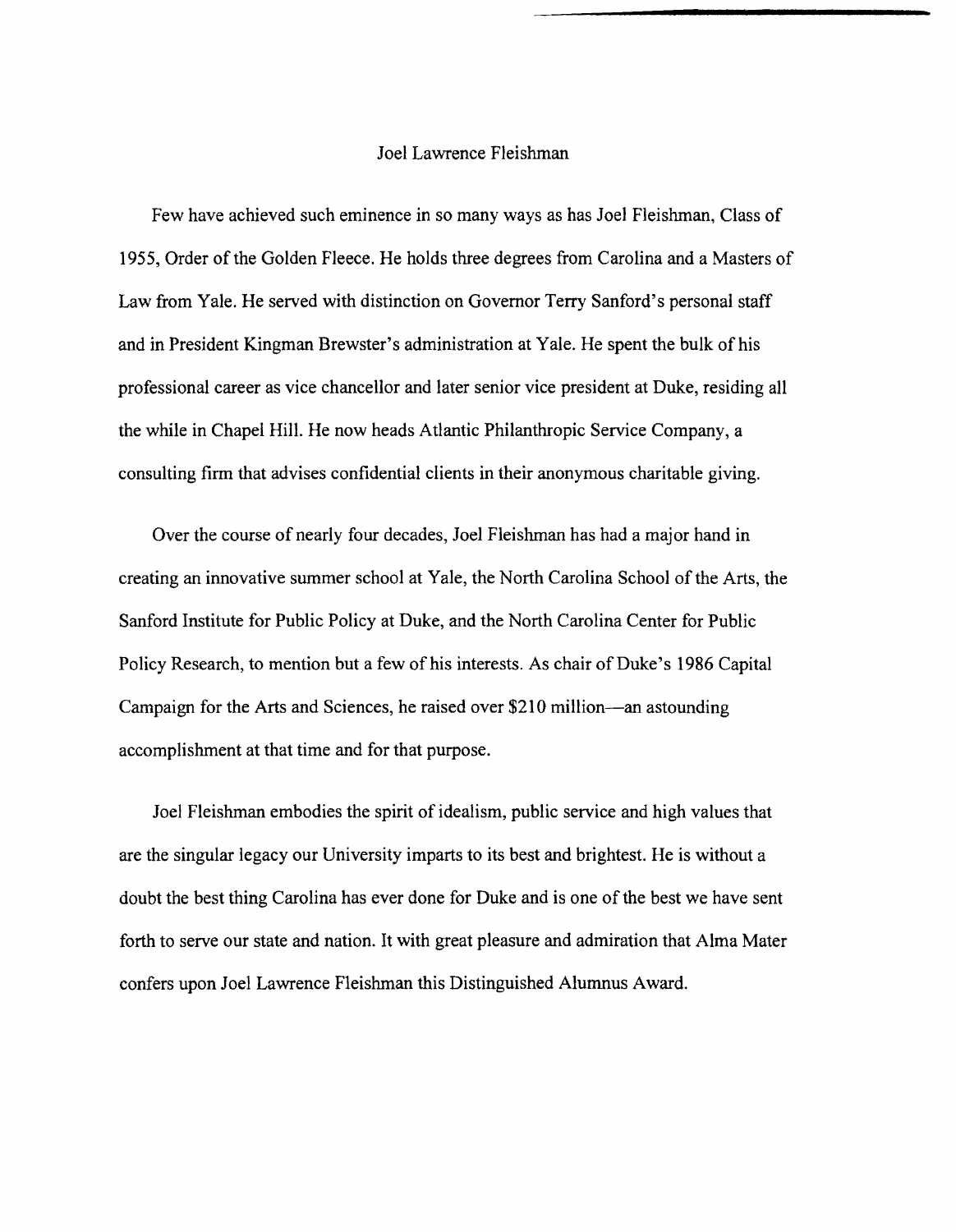# Joel Lawrence Fleishman

Few have achieved such eminence in so many ways as has Joel Fleishman, Class of 1955, Order of the Golden Fleece. He holds three degrees from Carolina and a Masters of Law from Yale. He served with distinction on Governor Terry Sanford's personal staff and in President Kingman Brewster's administration at Yale. He spent the bulk of his professional career as vice chancellor and later senior vice president at Duke, residing all the while in Chapel Hill. He now heads Atlantic Philanthropic Service Company, a consulting firm that advises confidential clients in their anonymous charitable giving.

Over the course of nearly four decades, Joel Fleishman has had a major hand in creating an innovative summer school at Yale, the North Carolina School of the Arts, the Sanford Institute for Public Policy at Duke, and the North Carolina Center for Public Policy Research, to mention but a few of his interests. As chair of Duke's 1986 Capital Campaign for the Arts and Sciences, he raised over $210 million—an astounding accomplishment at that time and for that purpose.

Joel Fleishman embodies the spirit of idealism, public service and high values that are the singular legacy our University imparts to its best and brightest. He is without a doubt the best thing Carolina has ever done for Duke and is one of the best we have sent forth to serve our state and nation. It with great pleasure and admiration that Alma Mater confers upon Joel Lawrence Fleishman this Distinguished Alumnus Award.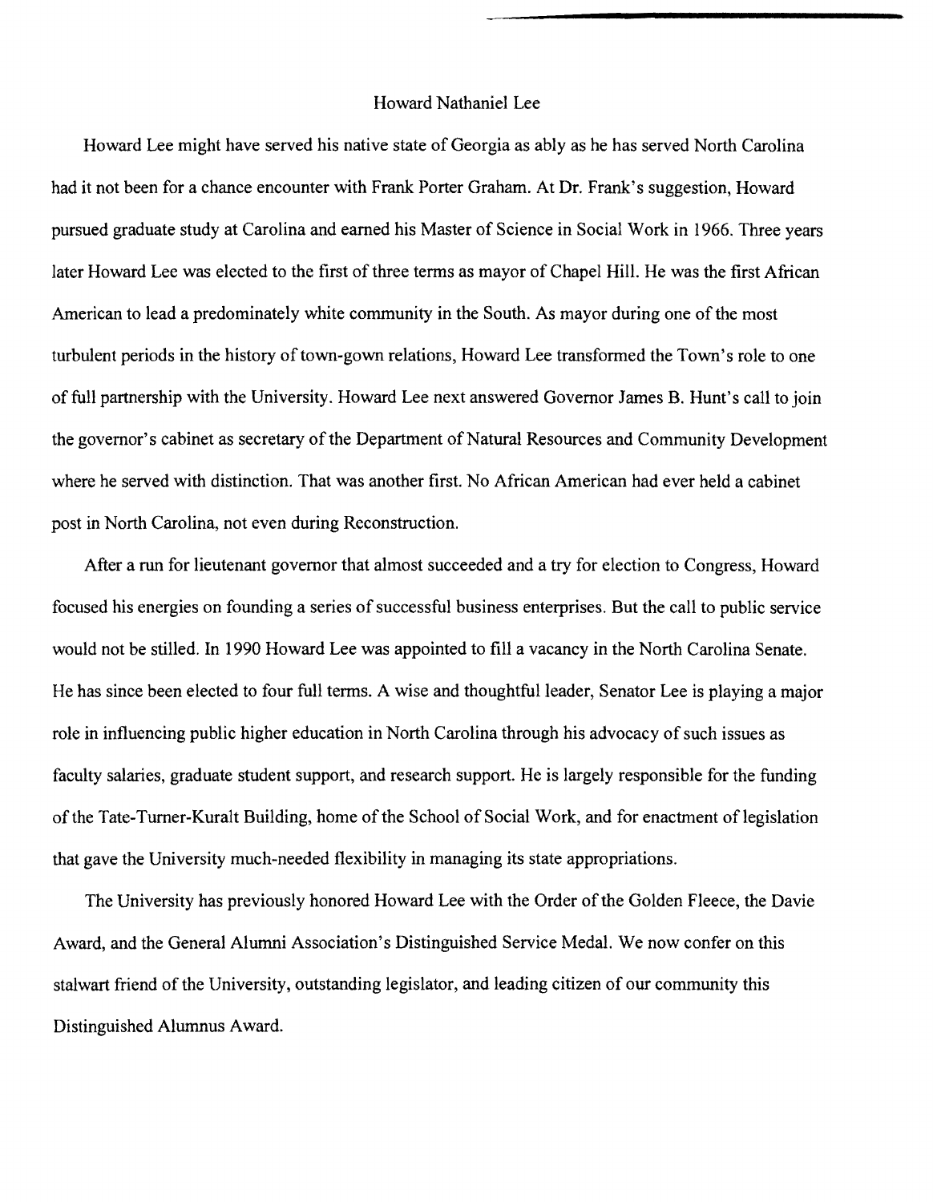# Howard Nathaniel Lee

Howard Lee might have served his native state of Georgia as ably as he has served North Carolina had it not been for a chance encounter with Frank Porter Graham. At Dr. Frank's suggestion, Howard pursued graduate study at Carolina and earned his Master of Science in Social Work in 1966. Three years later Howard Lee was elected to the first of three terms as mayor of Chapel Hill. He was the first African American to lead a predominately white community in the South. As mayor during one of the most turbulent periods in the history of town-gown relations, Howard Lee transformed the Town's role to one of full partnership with the University. Howard Lee next answered Governor James B. Hunt's call to join the governor's cabinet as secretary of the Department of Natural Resources and Community Development where he served with distinction. That was another first. No African American had ever held a cabinet post in North Carolina, not even during Reconstruction.

After a run for lieutenant governor that almost succeeded and a try for election to Congress, Howard focused his energies on founding a series of successful business enterprises. But the call to public service would not be stilled. In 1990 Howard Lee was appointed to fill a vacancy in the North Carolina Senate. He has since been elected to four full terms. A wise and thoughtful leader, Senator Lee is playing a major role in influencing public higher education in North Carolina through his advocacy of such issues as faculty salaries, graduate student support, and research support. He is largely responsible for the funding of the Tate-Turner-Kuralt Building, home of the School of Social Work, and for enactment of legislation that gave the University much-needed flexibility in managing its state appropriations.

The University has previously honored Howard Lee with the Order of the Golden Fleece, the Davie Award, and the General Alumni Association's Distinguished Service Medal. We now confer on this stalwart friend of the University, outstanding legislator, and leading citizen of our community this Distinguished Alumnus Award.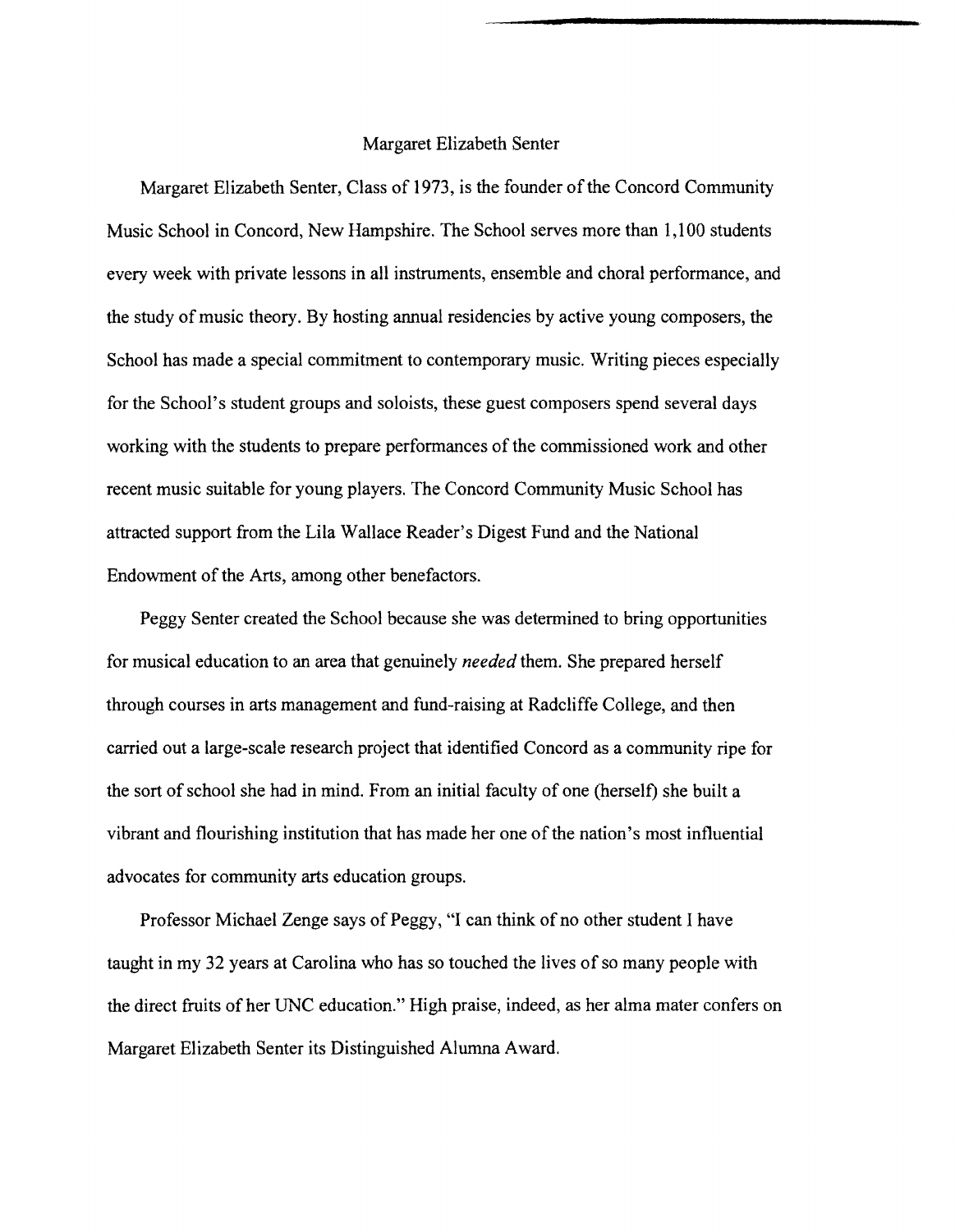# Margaret Elizabeth Senter

Margaret Elizabeth Senter, Class of 1973, is the founder of the Concord Community Music School in Concord, New Hampshire. The School serves more than 1,100 students every week with private lessons in all instruments, ensemble and choral performance, and the study of music theory. By hosting annual residencies by active young composers, the School has made a special commitment to contemporary music. Writing pieces especially for the School's student groups and soloists, these guest composers spend several days working with the students to prepare performances of the commissioned work and other recent music suitable for young players. The Concord Community Music School has attracted support from the Lila Wallace Reader's Digest Fund and the National Endowment of the Arts, among other benefactors.

Peggy Senter created the School because she was determined to bring opportunities for musical education to an area that genuinely *needed* them. She prepared herself through courses in arts management and fund-raising at Radcliffe College, and then carried out a large-scale research project that identified Concord as a community ripe for the sort of school she had in mind. From an initial faculty of one (herself) she built a vibrant and flourishing institution that has made her one of the nation's most influential advocates for community arts education groups.

Professor Michael Zenge says of Peggy, "I can think of no other student I have taught in my 32 years at Carolina who has so touched the lives of so many people with the direct fruits of her UNC education." High praise, indeed, as her alma mater confers on Margaret Elizabeth Senter its Distinguished Alumna Award.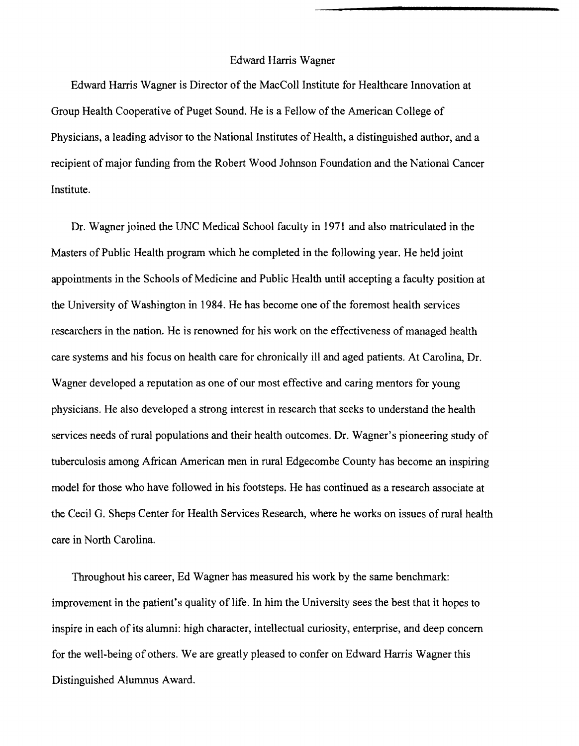# Edward Harris Wagner

Edward Harris Wagner is Director of the MacColl Institute for Healthcare Innovation at Group Health Cooperative of Puget Sound. He is a Fellow of the American College of Physicians, a leading advisor to the National Institutes of Health, a distinguished author, and a recipient of major funding from the Robert Wood Johnson Foundation and the National Cancer Institute.

Dr. Wagner joined the UNC Medical School faculty in 1971 and also matriculated in the Masters of Public Health program which he completed in the following year. He held joint appointments in the Schools of Medicine and Public Health until accepting a faculty position at the University of Washington in 1984. He has become one of the foremost health services researchers in the nation. He is renowned for his work on the effectiveness of managed health care systems and his focus on health care for chronically ill and aged patients. At Carolina, Dr. Wagner developed a reputation as one of our most effective and caring mentors for young physicians. He also developed a strong interest in research that seeks to understand the health services needs of rural populations and their health outcomes. Dr. Wagner's pioneering study of tuberculosis among African American men in rural Edgecombe County has become an inspiring model for those who have followed in his footsteps. He has continued as a research associate at the Cecil G. Sheps Center for Health Services Research, where he works on issues of rural health care in North Carolina.

Throughout his career, Ed Wagner has measured his work by the same benchmark: improvement in the patient's quality of life. In him the University sees the best that it hopes to inspire in each of its alumni: high character, intellectual curiosity, enterprise, and deep concern for the well-being of others. We are greatly pleased to confer on Edward Harris Wagner this Distinguished Alumnus Award.